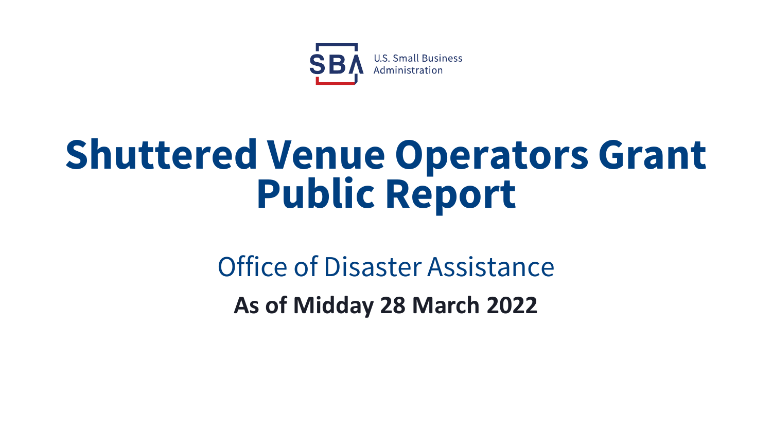SBA U.S. Small Business Administration

# Shuttered Venue Operators Grant Public Report

## Office of Disaster Assistance

**As of Midday 28 March 2022**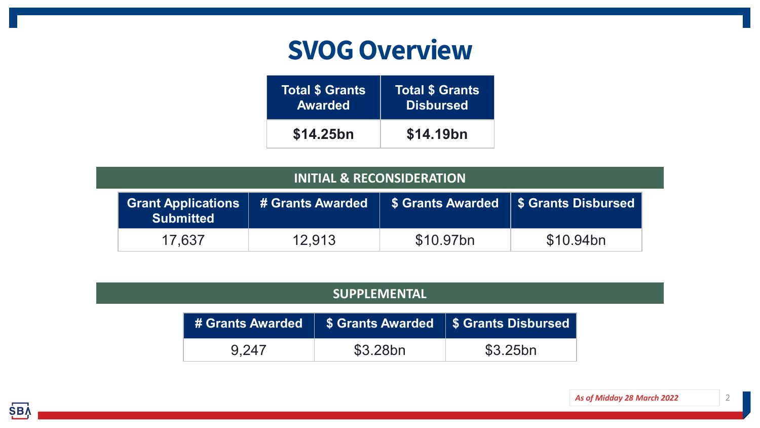# SVOG Overview

| Total $ Grants Awarded | Total $ Grants Disbursed |
| --- | --- |
| $14.25bn | $14.19bn |

## INITIAL & RECONSIDERATION

| Grant Applications Submitted | # Grants Awarded | $ Grants Awarded | $ Grants Disbursed |
| --- | --- | --- | --- |
| 17,637 | 12,913 | $10.97bn | $10.94bn |

## SUPPLEMENTAL

| # Grants Awarded | $ Grants Awarded | $ Grants Disbursed |
| --- | --- | --- |
| 9,247 | $3.28bn | $3.25bn |

*As of Midday 28 March 2022*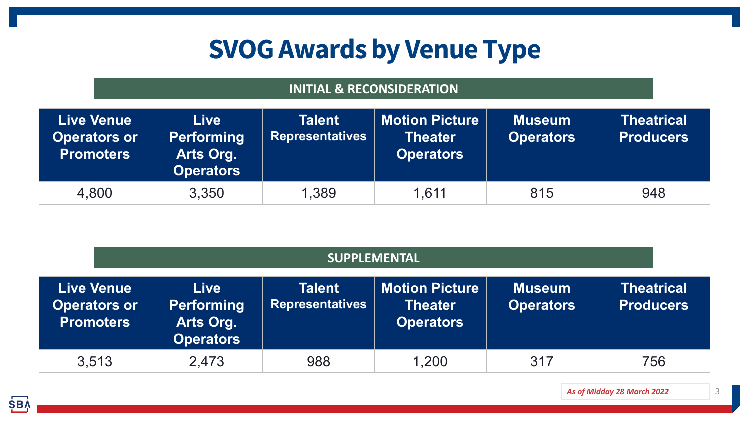# SVOG Awards by Venue Type

## INITIAL & RECONSIDERATION

| Live Venue Operators or Promoters | Live Performing Arts Org. Operators | Talent Representatives | Motion Picture Theater Operators | Museum Operators | Theatrical Producers |
|---|---|---|---|---|---|
| 4,800 | 3,350 | 1,389 | 1,611 | 815 | 948 |

## SUPPLEMENTAL

| Live Venue Operators or Promoters | Live Performing Arts Org. Operators | Talent Representatives | Motion Picture Theater Operators | Museum Operators | Theatrical Producers |
|---|---|---|---|---|---|
| 3,513 | 2,473 | 988 | 1,200 | 317 | 756 |

*As of Midday 28 March 2022*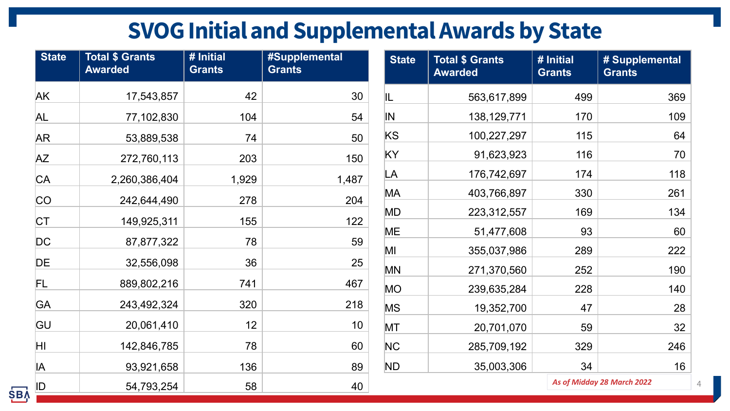# SVOG Initial and Supplemental Awards by State

| State | Total $ Grants Awarded | # Initial Grants | #Supplemental Grants |
|---|---|---|---|
| AK | 17,543,857 | 42 | 30 |
| AL | 77,102,830 | 104 | 54 |
| AR | 53,889,538 | 74 | 50 |
| AZ | 272,760,113 | 203 | 150 |
| CA | 2,260,386,404 | 1,929 | 1,487 |
| CO | 242,644,490 | 278 | 204 |
| CT | 149,925,311 | 155 | 122 |
| DC | 87,877,322 | 78 | 59 |
| DE | 32,556,098 | 36 | 25 |
| FL | 889,802,216 | 741 | 467 |
| GA | 243,492,324 | 320 | 218 |
| GU | 20,061,410 | 12 | 10 |
| HI | 142,846,785 | 78 | 60 |
| IA | 93,921,658 | 136 | 89 |
| ID | 54,793,254 | 58 | 40 |
| IL | 563,617,899 | 499 | 369 |
| IN | 138,129,771 | 170 | 109 |
| KS | 100,227,297 | 115 | 64 |
| KY | 91,623,923 | 116 | 70 |
| LA | 176,742,697 | 174 | 118 |
| MA | 403,766,897 | 330 | 261 |
| MD | 223,312,557 | 169 | 134 |
| ME | 51,477,608 | 93 | 60 |
| MI | 355,037,986 | 289 | 222 |
| MN | 271,370,560 | 252 | 190 |
| MO | 239,635,284 | 228 | 140 |
| MS | 19,352,700 | 47 | 28 |
| MT | 20,701,070 | 59 | 32 |
| NC | 285,709,192 | 329 | 246 |
| ND | 35,003,306 | 34 | 16 |

*As of Midday 28 March 2022*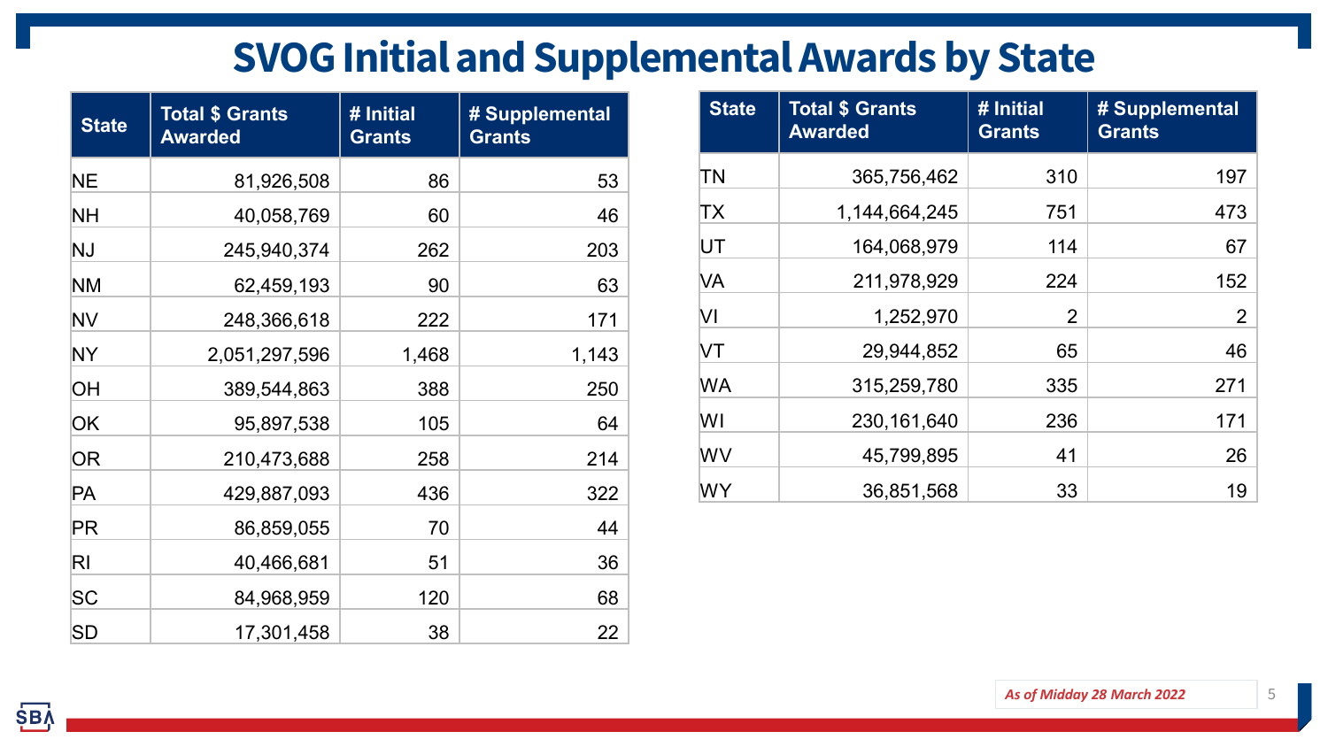# SVOG Initial and Supplemental Awards by State

| State | Total $ Grants Awarded | # Initial Grants | # Supplemental Grants |
|---|---:|---:|---:|
| NE | 81,926,508 | 86 | 53 |
| NH | 40,058,769 | 60 | 46 |
| NJ | 245,940,374 | 262 | 203 |
| NM | 62,459,193 | 90 | 63 |
| NV | 248,366,618 | 222 | 171 |
| NY | 2,051,297,596 | 1,468 | 1,143 |
| OH | 389,544,863 | 388 | 250 |
| OK | 95,897,538 | 105 | 64 |
| OR | 210,473,688 | 258 | 214 |
| PA | 429,887,093 | 436 | 322 |
| PR | 86,859,055 | 70 | 44 |
| RI | 40,466,681 | 51 | 36 |
| SC | 84,968,959 | 120 | 68 |
| SD | 17,301,458 | 38 | 22 |
| TN | 365,756,462 | 310 | 197 |
| TX | 1,144,664,245 | 751 | 473 |
| UT | 164,068,979 | 114 | 67 |
| VA | 211,978,929 | 224 | 152 |
| VI | 1,252,970 | 2 | 2 |
| VT | 29,944,852 | 65 | 46 |
| WA | 315,259,780 | 335 | 271 |
| WI | 230,161,640 | 236 | 171 |
| WV | 45,799,895 | 41 | 26 |
| WY | 36,851,568 | 33 | 19 |

*As of Midday 28 March 2022*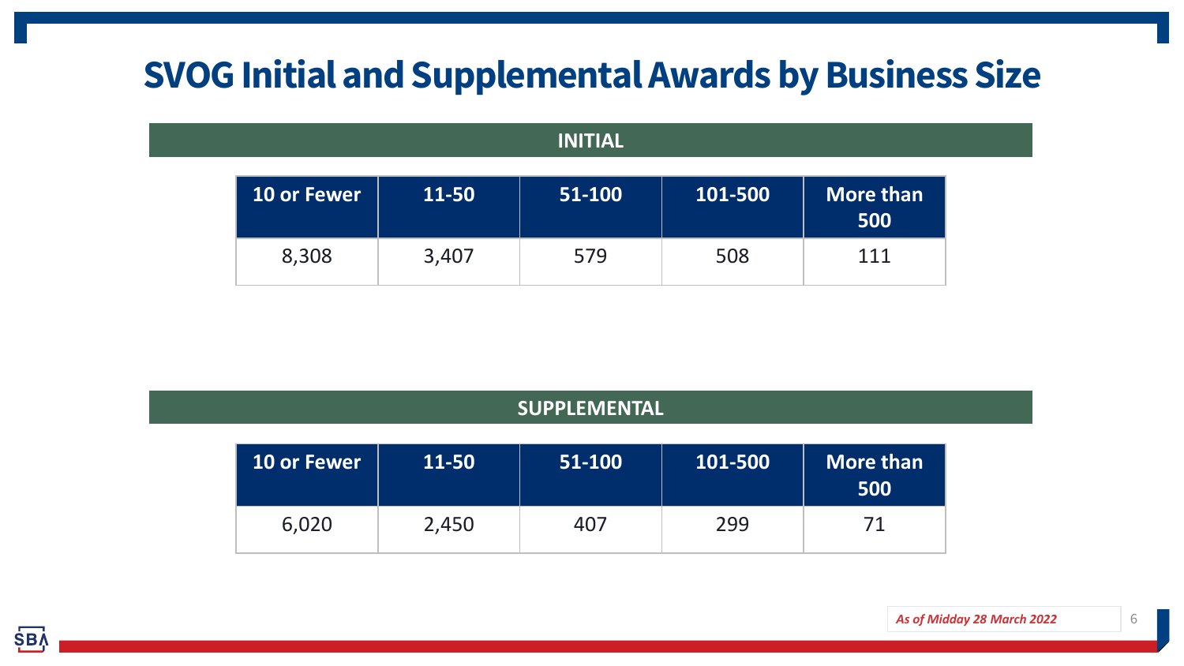# SVOG Initial and Supplemental Awards by Business Size

## INITIAL

| 10 or Fewer | 11-50 | 51-100 | 101-500 | More than 500 |
|---|---|---|---|---|
| 8,308 | 3,407 | 579 | 508 | 111 |

## SUPPLEMENTAL

| 10 or Fewer | 11-50 | 51-100 | 101-500 | More than 500 |
|---|---|---|---|---|
| 6,020 | 2,450 | 407 | 299 | 71 |

*As of Midday 28 March 2022*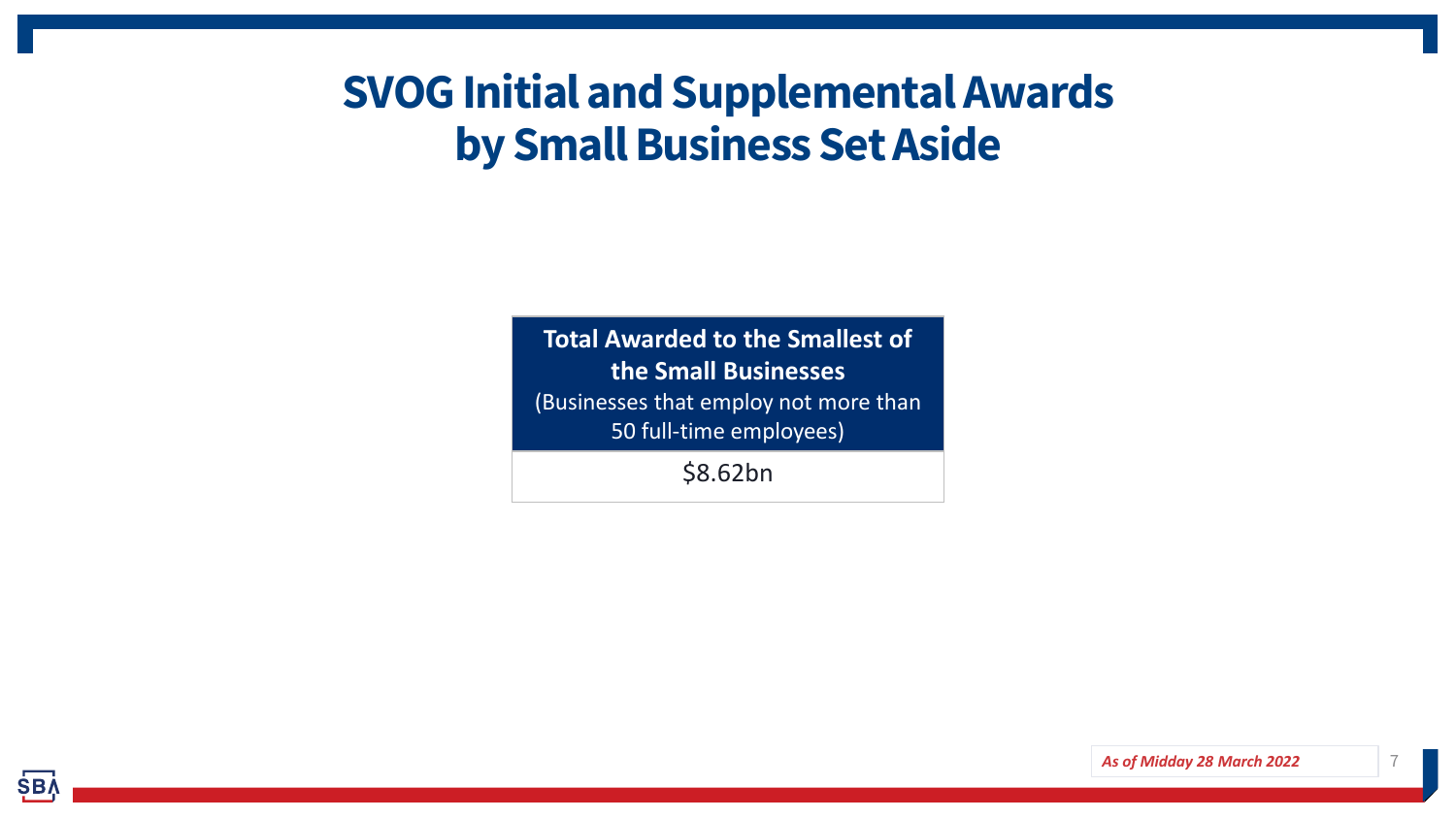# SVOG Initial and Supplemental Awards by Small Business Set Aside

| **Total Awarded to the Smallest of the Small Businesses** (Businesses that employ not more than 50 full-time employees) |
|---|
| $8.62bn |

*As of Midday 28 March 2022*